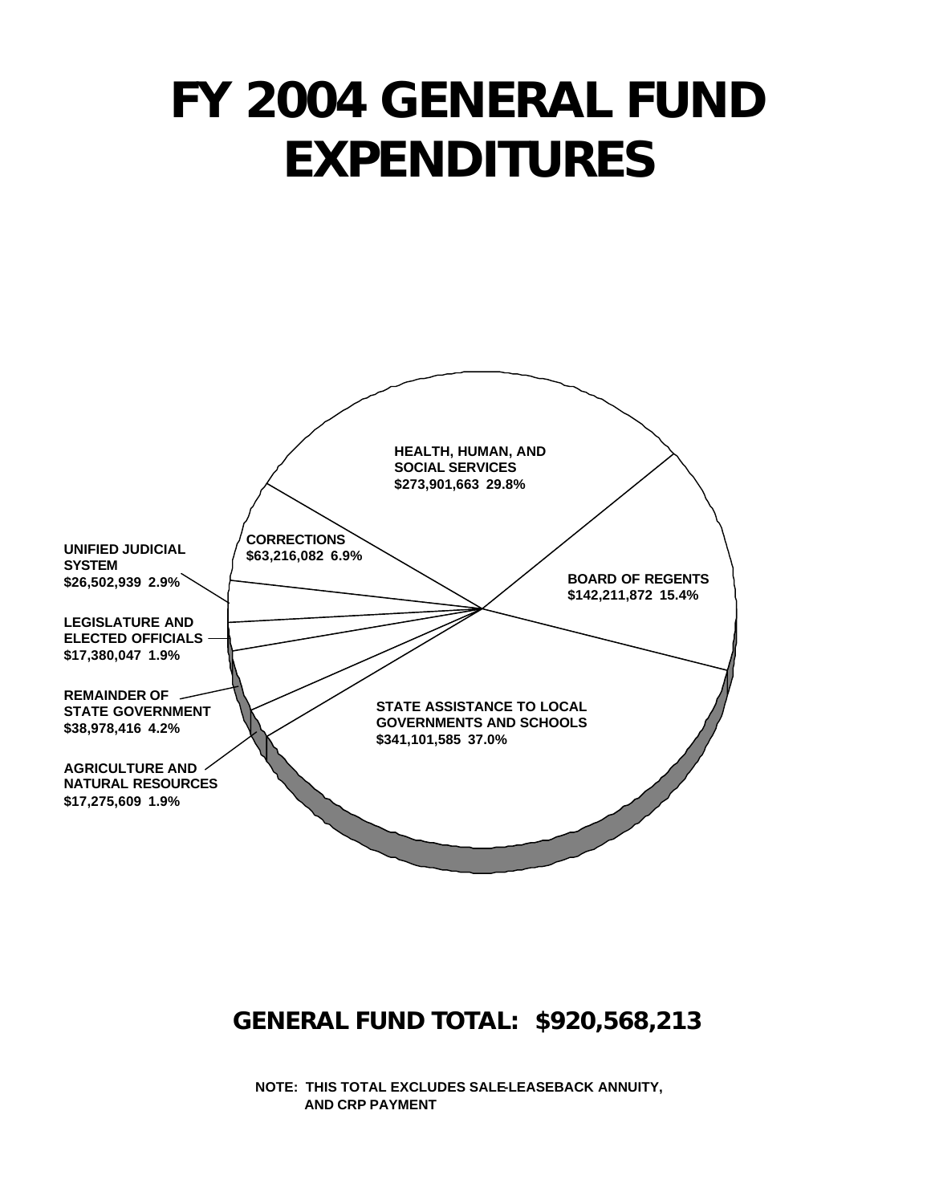# FY 2004 GENERAL FUND EXPENDITURES

HEALTH, HUMAN, AND SOCIAL SERVICES
$273,901,663 29.8%

CORRECTIONS
$63,216,082 6.9%

UNIFIED JUDICIAL SYSTEM
$26,502,939 2.9%

BOARD OF REGENTS
$142,211,872 15.4%

LEGISLATURE AND ELECTED OFFICIALS
$17,380,047 1.9%

REMAINDER OF STATE GOVERNMENT
$38,978,416 4.2%

STATE ASSISTANCE TO LOCAL GOVERNMENTS AND SCHOOLS
$341,101,585 37.0%

AGRICULTURE AND NATURAL RESOURCES
$17,275,609 1.9%

## GENERAL FUND TOTAL: $920,568,213

**NOTE: THIS TOTAL EXCLUDES SALE-LEASEBACK ANNUITY, AND CRP PAYMENT**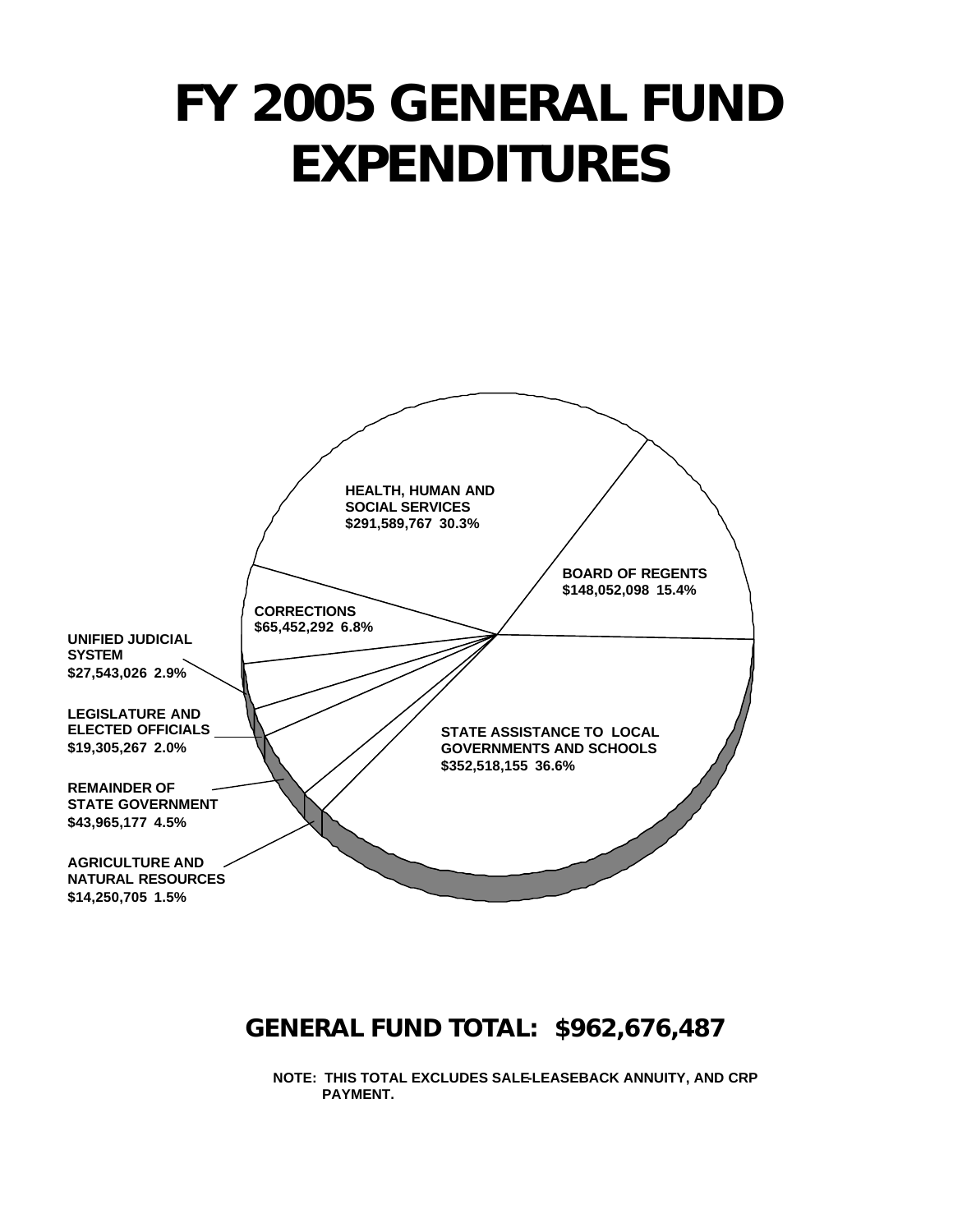# FY 2005 GENERAL FUND EXPENDITURES

HEALTH, HUMAN AND SOCIAL SERVICES
$291,589,767 30.3%

BOARD OF REGENTS
$148,052,098 15.4%

CORRECTIONS
$65,452,292 6.8%

UNIFIED JUDICIAL SYSTEM
$27,543,026 2.9%

LEGISLATURE AND ELECTED OFFICIALS
$19,305,267 2.0%

STATE ASSISTANCE TO LOCAL GOVERNMENTS AND SCHOOLS
$352,518,155 36.6%

REMAINDER OF STATE GOVERNMENT
$43,965,177 4.5%

AGRICULTURE AND NATURAL RESOURCES
$14,250,705 1.5%

## GENERAL FUND TOTAL: $962,676,487

NOTE: THIS TOTAL EXCLUDES SALE-LEASEBACK ANNUITY, AND CRP PAYMENT.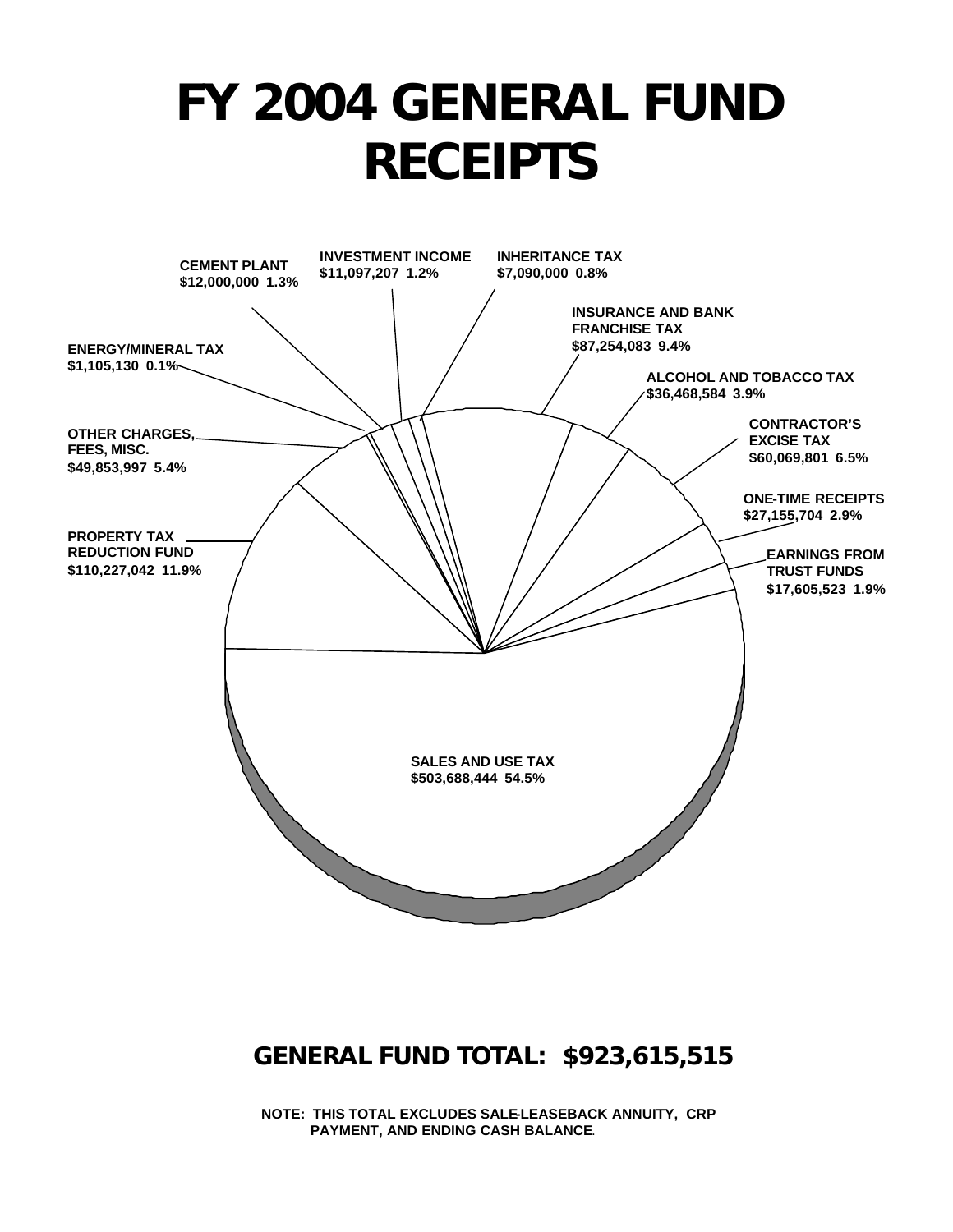# FY 2004 GENERAL FUND RECEIPTS

| Category | Amount | Percent |
|---|---|---|
| CEMENT PLANT | $12,000,000 | 1.3% |
| INVESTMENT INCOME | $11,097,207 | 1.2% |
| INHERITANCE TAX | $7,090,000 | 0.8% |
| INSURANCE AND BANK FRANCHISE TAX | $87,254,083 | 9.4% |
| ALCOHOL AND TOBACCO TAX | $36,468,584 | 3.9% |
| CONTRACTOR'S EXCISE TAX | $60,069,801 | 6.5% |
| ONE-TIME RECEIPTS | $27,155,704 | 2.9% |
| EARNINGS FROM TRUST FUNDS | $17,605,523 | 1.9% |
| SALES AND USE TAX | $503,688,444 | 54.5% |
| PROPERTY TAX REDUCTION FUND | $110,227,042 | 11.9% |
| OTHER CHARGES, FEES, MISC. | $49,853,997 | 5.4% |
| ENERGY/MINERAL TAX | $1,105,130 | 0.1% |

## GENERAL FUND TOTAL: $923,615,515

**NOTE: THIS TOTAL EXCLUDES SALE-LEASEBACK ANNUITY, CRP PAYMENT, AND ENDING CASH BALANCE.**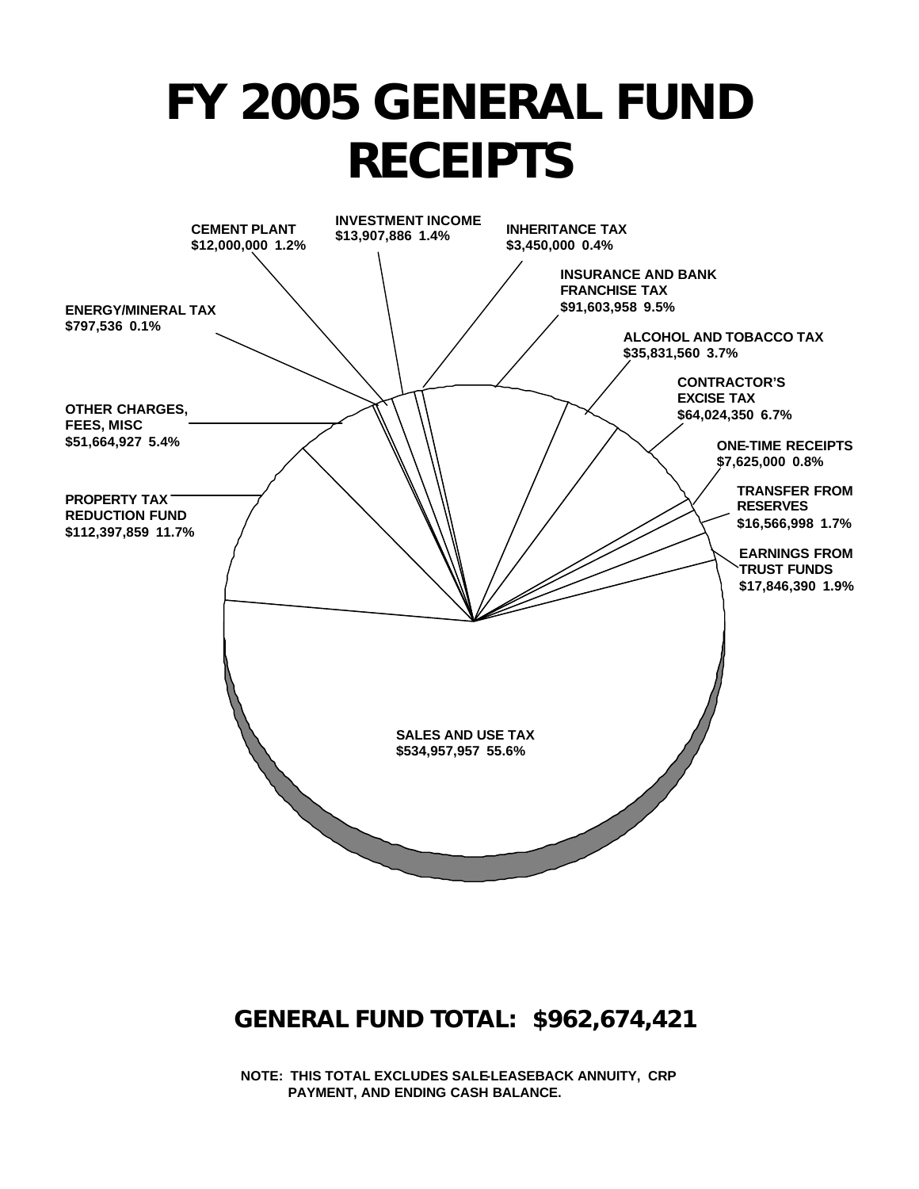# FY 2005 GENERAL FUND RECEIPTS

CEMENT PLANT
$12,000,000 1.2%

INVESTMENT INCOME
$13,907,886 1.4%

INHERITANCE TAX
$3,450,000 0.4%

INSURANCE AND BANK FRANCHISE TAX
$91,603,958 9.5%

ENERGY/MINERAL TAX
$797,536 0.1%

ALCOHOL AND TOBACCO TAX
$35,831,560 3.7%

CONTRACTOR'S EXCISE TAX
$64,024,350 6.7%

OTHER CHARGES, FEES, MISC
$51,664,927 5.4%

ONE-TIME RECEIPTS
$7,625,000 0.8%

PROPERTY TAX REDUCTION FUND
$112,397,859 11.7%

TRANSFER FROM RESERVES
$16,566,998 1.7%

EARNINGS FROM TRUST FUNDS
$17,846,390 1.9%

SALES AND USE TAX
$534,957,957 55.6%

## GENERAL FUND TOTAL: $962,674,421

**NOTE: THIS TOTAL EXCLUDES SALE-LEASEBACK ANNUITY, CRP PAYMENT, AND ENDING CASH BALANCE.**